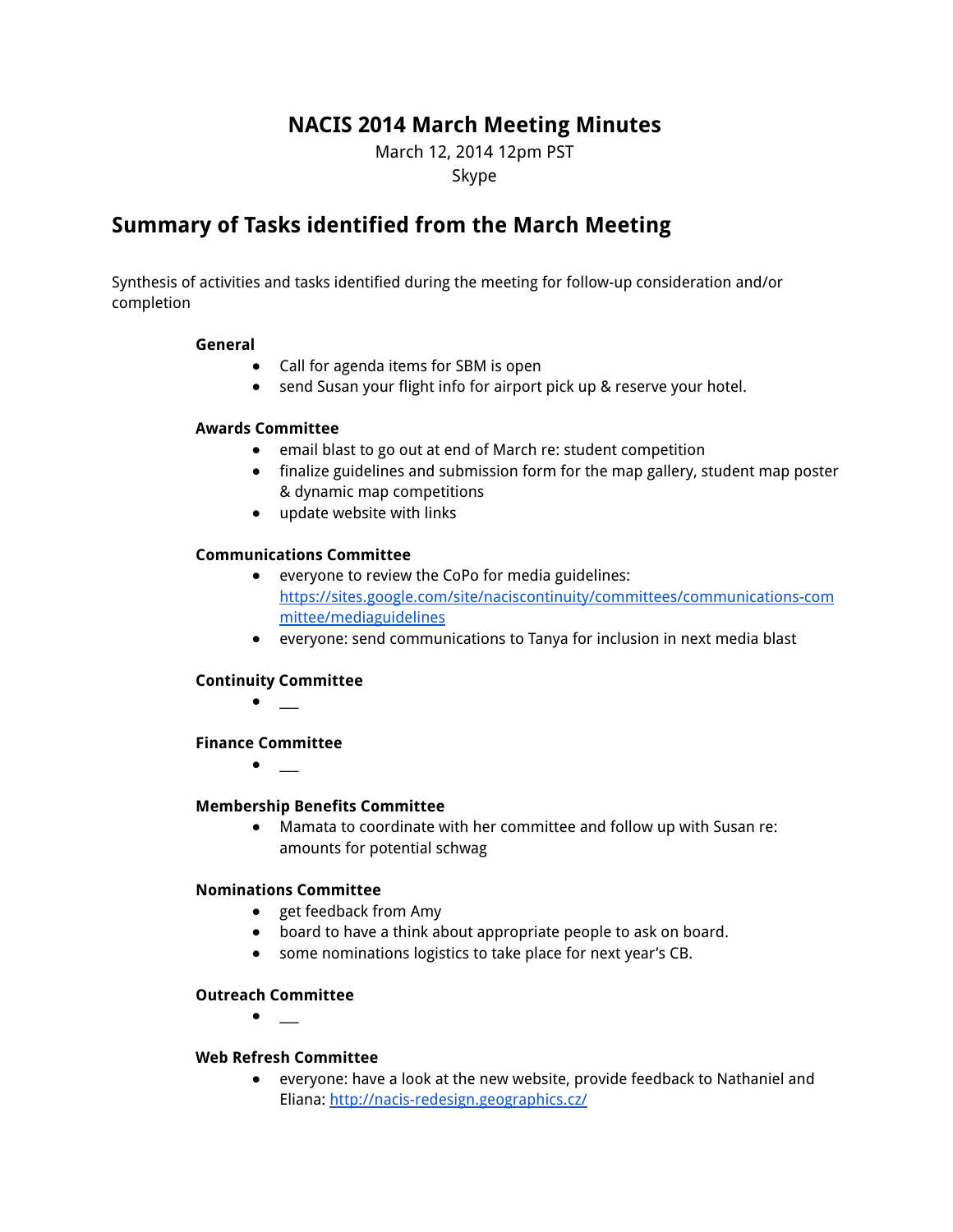# NACIS 2014 March Meeting Minutes

March 12, 2014 12pm PST

Skype

## Summary of Tasks identified from the March Meeting

Synthesis of activities and tasks identified during the meeting for follow-up consideration and/or completion

**General**

- Call for agenda items for SBM is open
- send Susan your flight info for airport pick up & reserve your hotel.

**Awards Committee**

- email blast to go out at end of March re: student competition
- finalize guidelines and submission form for the map gallery, student map poster & dynamic map competitions
- update website with links

**Communications Committee**

- everyone to review the CoPo for media guidelines: [https://sites.google.com/site/naciscontinuity/committees/communications-committee/mediaguidelines](https://sites.google.com/site/naciscontinuity/committees/communications-committee/mediaguidelines)
- everyone: send communications to Tanya for inclusion in next media blast

**Continuity Committee**

- ___

**Finance Committee**

- ___

**Membership Benefits Committee**

- Mamata to coordinate with her committee and follow up with Susan re: amounts for potential schwag

**Nominations Committee**

- get feedback from Amy
- board to have a think about appropriate people to ask on board.
- some nominations logistics to take place for next year's CB.

**Outreach Committee**

- ___

**Web Refresh Committee**

- everyone: have a look at the new website, provide feedback to Nathaniel and Eliana: [http://nacis-redesign.geographics.cz/](http://nacis-redesign.geographics.cz/)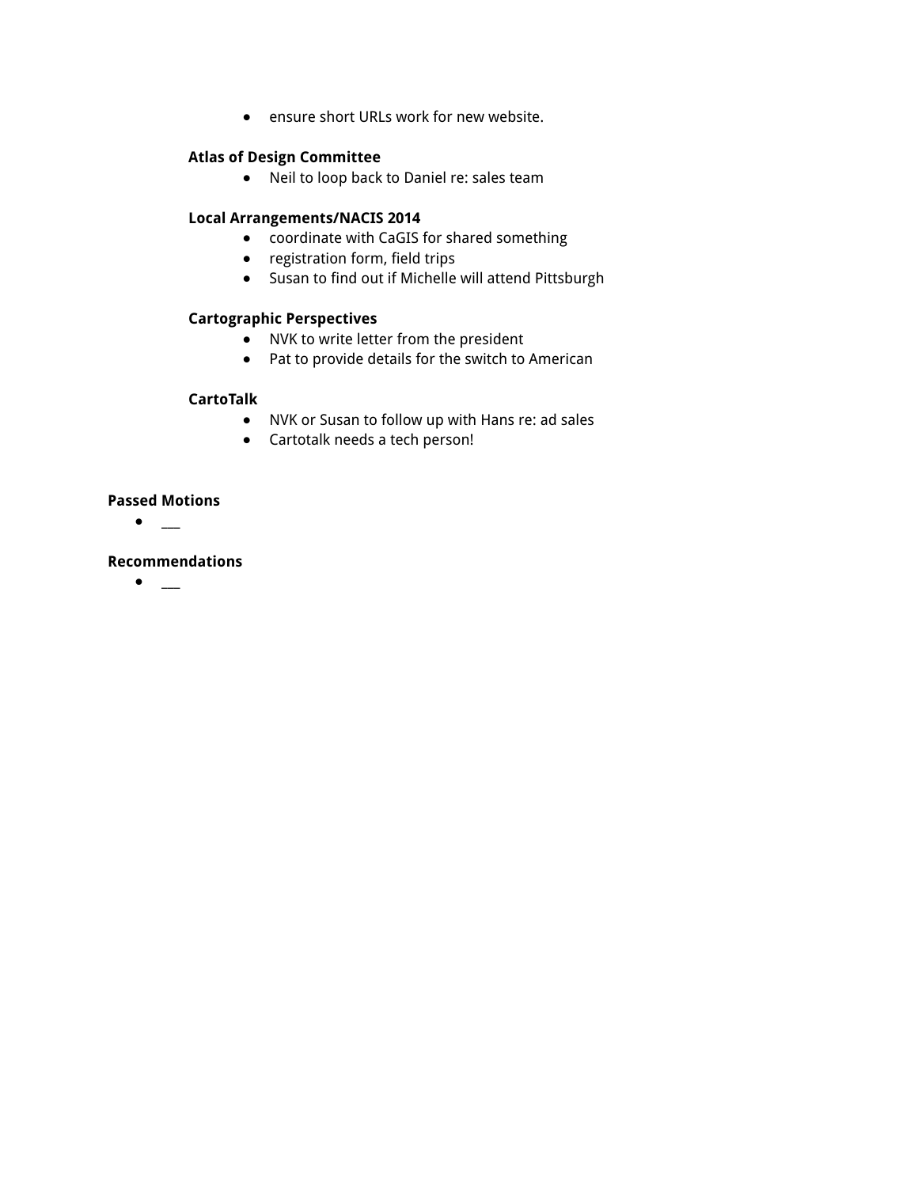- ensure short URLs work for new website.

**Atlas of Design Committee**

- Neil to loop back to Daniel re: sales team

**Local Arrangements/NACIS 2014**

- coordinate with CaGIS for shared something
- registration form, field trips
- Susan to find out if Michelle will attend Pittsburgh

**Cartographic Perspectives**

- NVK to write letter from the president
- Pat to provide details for the switch to American

**CartoTalk**

- NVK or Susan to follow up with Hans re: ad sales
- Cartotalk needs a tech person!

**Passed Motions**

- ___

**Recommendations**

- ___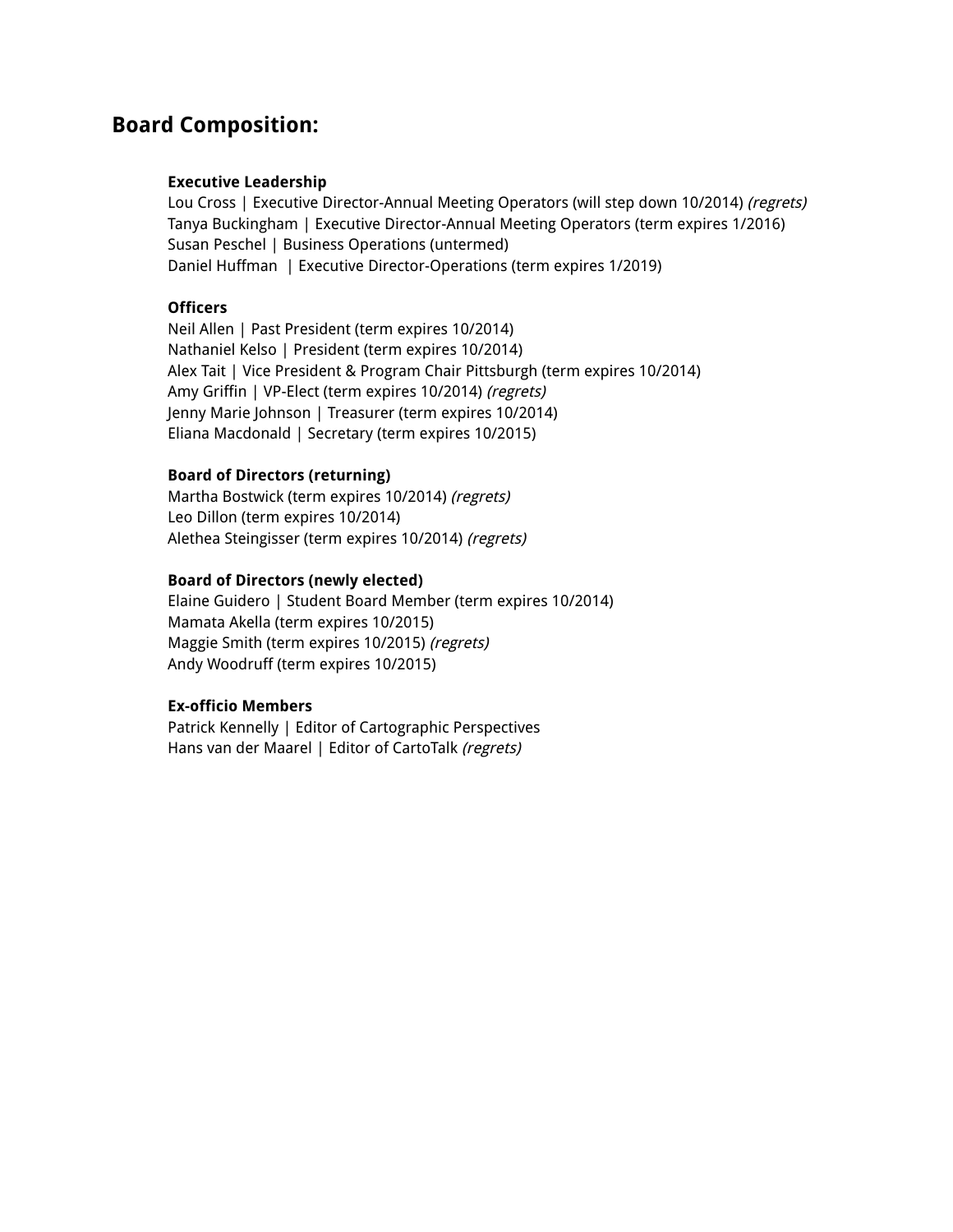## Board Composition:

**Executive Leadership**
Lou Cross | Executive Director-Annual Meeting Operators (will step down 10/2014) *(regrets)*
Tanya Buckingham | Executive Director-Annual Meeting Operators (term expires 1/2016)
Susan Peschel | Business Operations (untermed)
Daniel Huffman | Executive Director-Operations (term expires 1/2019)

**Officers**
Neil Allen | Past President (term expires 10/2014)
Nathaniel Kelso | President (term expires 10/2014)
Alex Tait | Vice President & Program Chair Pittsburgh (term expires 10/2014)
Amy Griffin | VP-Elect (term expires 10/2014) *(regrets)*
Jenny Marie Johnson | Treasurer (term expires 10/2014)
Eliana Macdonald | Secretary (term expires 10/2015)

**Board of Directors (returning)**
Martha Bostwick (term expires 10/2014) *(regrets)*
Leo Dillon (term expires 10/2014)
Alethea Steingisser (term expires 10/2014) *(regrets)*

**Board of Directors (newly elected)**
Elaine Guidero | Student Board Member (term expires 10/2014)
Mamata Akella (term expires 10/2015)
Maggie Smith (term expires 10/2015) *(regrets)*
Andy Woodruff (term expires 10/2015)

**Ex-officio Members**
Patrick Kennelly | Editor of Cartographic Perspectives
Hans van der Maarel | Editor of CartoTalk *(regrets)*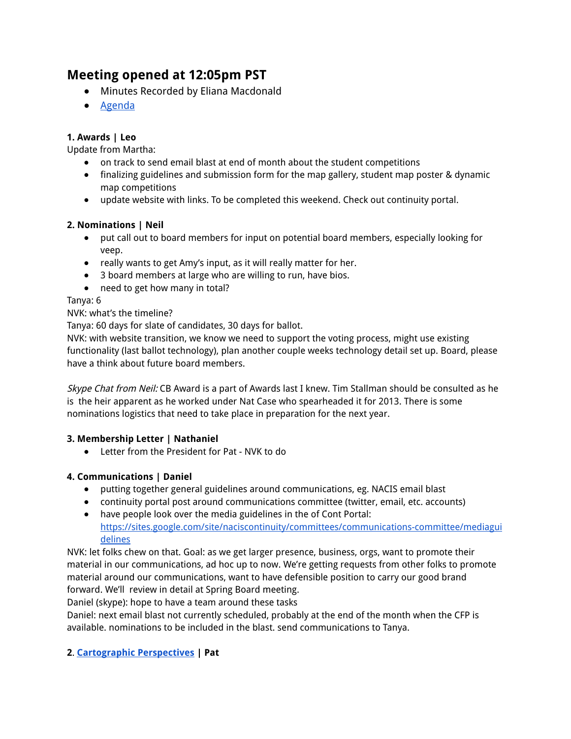## Meeting opened at 12:05pm PST

- Minutes Recorded by Eliana Macdonald
- [Agenda]

**1. Awards | Leo**

Update from Martha:

- on track to send email blast at end of month about the student competitions
- finalizing guidelines and submission form for the map gallery, student map poster & dynamic map competitions
- update website with links. To be completed this weekend. Check out continuity portal.

**2. Nominations | Neil**

- put call out to board members for input on potential board members, especially looking for veep.
- really wants to get Amy's input, as it will really matter for her.
- 3 board members at large who are willing to run, have bios.
- need to get how many in total?

Tanya: 6

NVK: what's the timeline?

Tanya: 60 days for slate of candidates, 30 days for ballot.

NVK: with website transition, we know we need to support the voting process, might use existing functionality (last ballot technology), plan another couple weeks technology detail set up. Board, please have a think about future board members.

*Skype Chat from Neil:* CB Award is a part of Awards last I knew. Tim Stallman should be consulted as he is the heir apparent as he worked under Nat Case who spearheaded it for 2013. There is some nominations logistics that need to take place in preparation for the next year.

**3. Membership Letter | Nathaniel**

- Letter from the President for Pat - NVK to do

**4. Communications | Daniel**

- putting together general guidelines around communications, eg. NACIS email blast
- continuity portal post around communications committee (twitter, email, etc. accounts)
- have people look over the media guidelines in the of Cont Portal: https://sites.google.com/site/naciscontinuity/committees/communications-committee/mediaguidelines

NVK: let folks chew on that. Goal: as we get larger presence, business, orgs, want to promote their material in our communications, ad hoc up to now. We're getting requests from other folks to promote material around our communications, want to have defensible position to carry our good brand forward. We'll review in detail at Spring Board meeting.

Daniel (skype): hope to have a team around these tasks

Daniel: next email blast not currently scheduled, probably at the end of the month when the CFP is available. nominations to be included in the blast. send communications to Tanya.

**2. [Cartographic Perspectives] | Pat**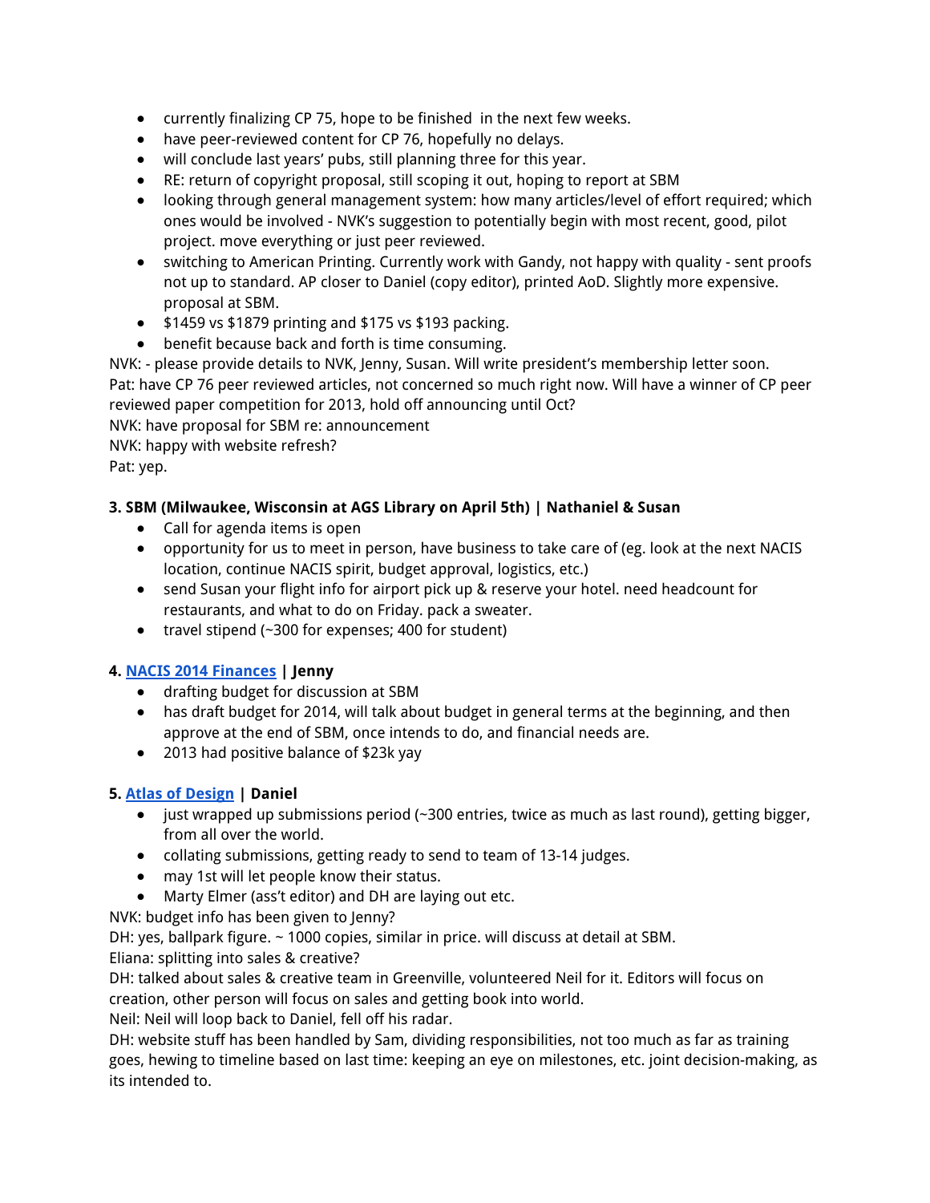- currently finalizing CP 75, hope to be finished  in the next few weeks.
- have peer-reviewed content for CP 76, hopefully no delays.
- will conclude last years' pubs, still planning three for this year.
- RE: return of copyright proposal, still scoping it out, hoping to report at SBM
- looking through general management system: how many articles/level of effort required; which ones would be involved - NVK's suggestion to potentially begin with most recent, good, pilot project. move everything or just peer reviewed.
- switching to American Printing. Currently work with Gandy, not happy with quality - sent proofs not up to standard. AP closer to Daniel (copy editor), printed AoD. Slightly more expensive. proposal at SBM.
- $1459 vs $1879 printing and $175 vs $193 packing.
- benefit because back and forth is time consuming.

NVK: - please provide details to NVK, Jenny, Susan. Will write president's membership letter soon.
Pat: have CP 76 peer reviewed articles, not concerned so much right now. Will have a winner of CP peer reviewed paper competition for 2013, hold off announcing until Oct?
NVK: have proposal for SBM re: announcement
NVK: happy with website refresh?
Pat: yep.

**3. SBM (Milwaukee, Wisconsin at AGS Library on April 5th) | Nathaniel & Susan**

- Call for agenda items is open
- opportunity for us to meet in person, have business to take care of (eg. look at the next NACIS location, continue NACIS spirit, budget approval, logistics, etc.)
- send Susan your flight info for airport pick up & reserve your hotel. need headcount for restaurants, and what to do on Friday. pack a sweater.
- travel stipend (~300 for expenses; 400 for student)

**4. NACIS 2014 Finances | Jenny**

- drafting budget for discussion at SBM
- has draft budget for 2014, will talk about budget in general terms at the beginning, and then approve at the end of SBM, once intends to do, and financial needs are.
- 2013 had positive balance of $23k yay

**5. Atlas of Design | Daniel**

- just wrapped up submissions period (~300 entries, twice as much as last round), getting bigger, from all over the world.
- collating submissions, getting ready to send to team of 13-14 judges.
- may 1st will let people know their status.
- Marty Elmer (ass't editor) and DH are laying out etc.

NVK: budget info has been given to Jenny?
DH: yes, ballpark figure. ~ 1000 copies, similar in price. will discuss at detail at SBM.
Eliana: splitting into sales & creative?
DH: talked about sales & creative team in Greenville, volunteered Neil for it. Editors will focus on creation, other person will focus on sales and getting book into world.
Neil: Neil will loop back to Daniel, fell off his radar.
DH: website stuff has been handled by Sam, dividing responsibilities, not too much as far as training goes, hewing to timeline based on last time: keeping an eye on milestones, etc. joint decision-making, as its intended to.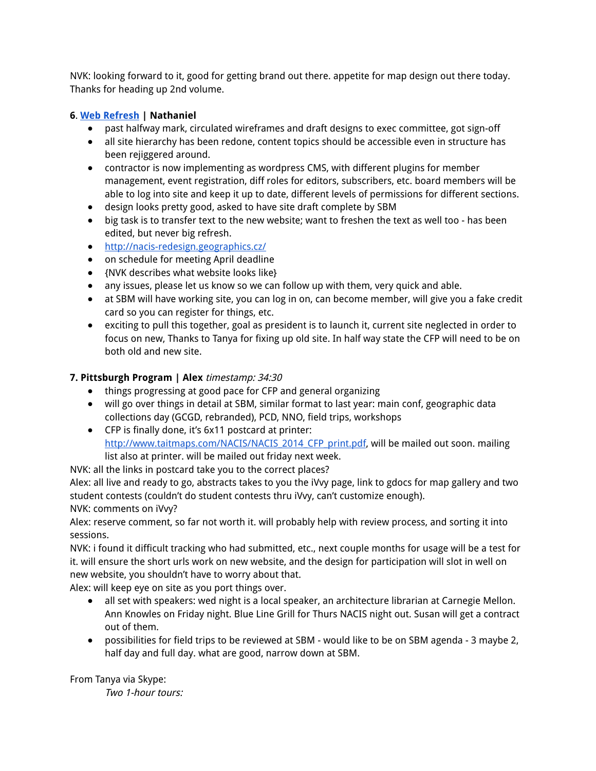NVK: looking forward to it, good for getting brand out there. appetite for map design out there today. Thanks for heading up 2nd volume.

**6. [Web Refresh](#) | Nathaniel**

- past halfway mark, circulated wireframes and draft designs to exec committee, got sign-off
- all site hierarchy has been redone, content topics should be accessible even in structure has been rejiggered around.
- contractor is now implementing as wordpress CMS, with different plugins for member management, event registration, diff roles for editors, subscribers, etc. board members will be able to log into site and keep it up to date, different levels of permissions for different sections.
- design looks pretty good, asked to have site draft complete by SBM
- big task is to transfer text to the new website; want to freshen the text as well too - has been edited, but never big refresh.
- http://nacis-redesign.geographics.cz/
- on schedule for meeting April deadline
- {NVK describes what website looks like}
- any issues, please let us know so we can follow up with them, very quick and able.
- at SBM will have working site, you can log in on, can become member, will give you a fake credit card so you can register for things, etc.
- exciting to pull this together, goal as president is to launch it, current site neglected in order to focus on new, Thanks to Tanya for fixing up old site. In half way state the CFP will need to be on both old and new site.

**7. Pittsburgh Program | Alex** *timestamp: 34:30*

- things progressing at good pace for CFP and general organizing
- will go over things in detail at SBM, similar format to last year: main conf, geographic data collections day (GCGD, rebranded), PCD, NNO, field trips, workshops
- CFP is finally done, it's 6x11 postcard at printer: http://www.taitmaps.com/NACIS/NACIS_2014_CFP_print.pdf, will be mailed out soon. mailing list also at printer. will be mailed out friday next week.

NVK: all the links in postcard take you to the correct places?

Alex: all live and ready to go, abstracts takes to you the iVvy page, link to gdocs for map gallery and two student contests (couldn't do student contests thru iVvy, can't customize enough).

NVK: comments on iVvy?

Alex: reserve comment, so far not worth it. will probably help with review process, and sorting it into sessions.

NVK: i found it difficult tracking who had submitted, etc., next couple months for usage will be a test for it. will ensure the short urls work on new website, and the design for participation will slot in well on new website, you shouldn't have to worry about that.

Alex: will keep eye on site as you port things over.

- all set with speakers: wed night is a local speaker, an architecture librarian at Carnegie Mellon. Ann Knowles on Friday night. Blue Line Grill for Thurs NACIS night out. Susan will get a contract out of them.
- possibilities for field trips to be reviewed at SBM - would like to be on SBM agenda - 3 maybe 2, half day and full day. what are good, narrow down at SBM.

From Tanya via Skype:

> *Two 1-hour tours:*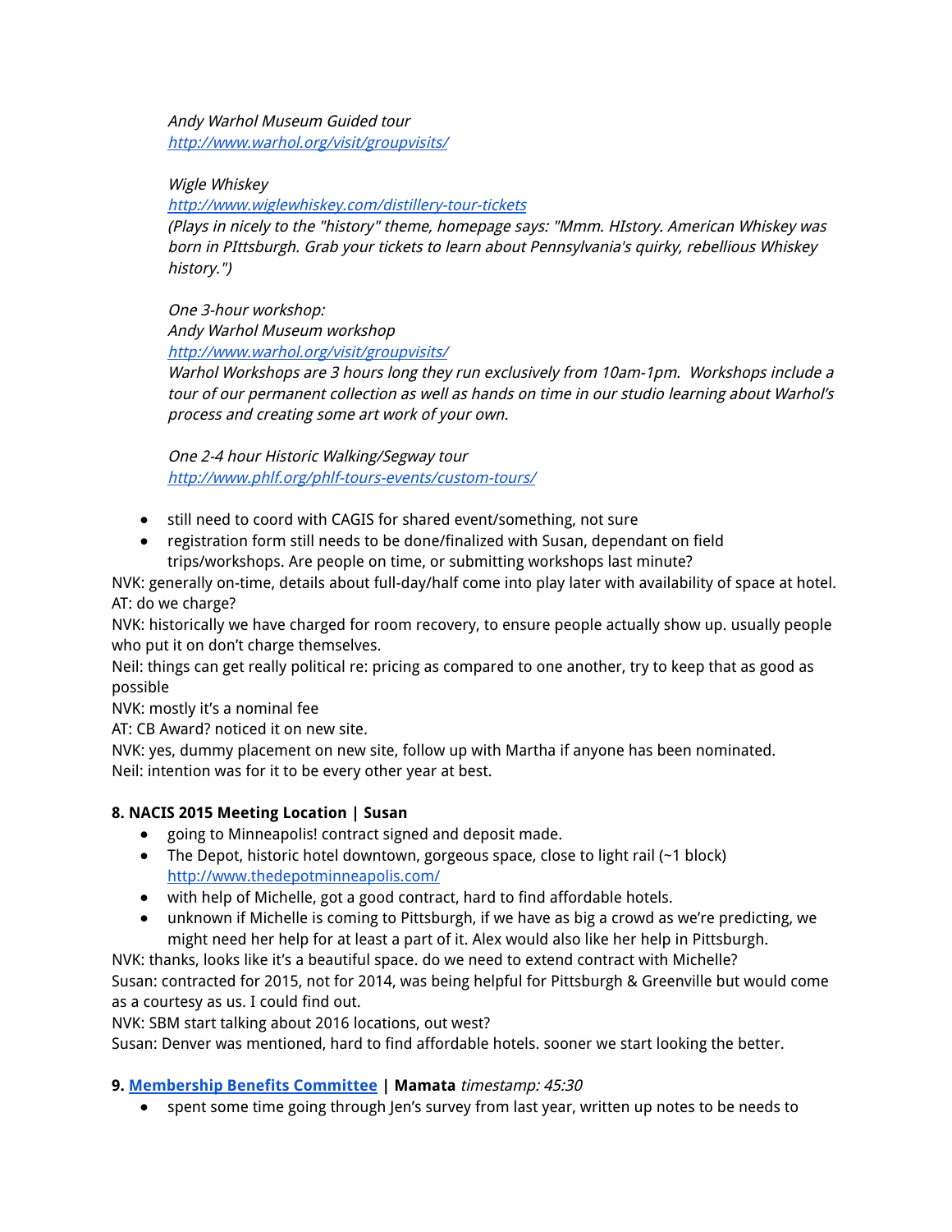*Andy Warhol Museum Guided tour*
*[http://www.warhol.org/visit/groupvisits/](http://www.warhol.org/visit/groupvisits/)*

*Wigle Whiskey*
*[http://www.wiglewhiskey.com/distillery-tour-tickets](http://www.wiglewhiskey.com/distillery-tour-tickets)*
*(Plays in nicely to the "history" theme, homepage says: "Mmm. HIstory. American Whiskey was born in PIttsburgh. Grab your tickets to learn about Pennsylvania's quirky, rebellious Whiskey history.")*

*One 3-hour workshop:*
*Andy Warhol Museum workshop*
*[http://www.warhol.org/visit/groupvisits/](http://www.warhol.org/visit/groupvisits/)*
*Warhol Workshops are 3 hours long they run exclusively from 10am-1pm. Workshops include a tour of our permanent collection as well as hands on time in our studio learning about Warhol's process and creating some art work of your own.*

*One 2-4 hour Historic Walking/Segway tour*
*[http://www.phlf.org/phlf-tours-events/custom-tours/](http://www.phlf.org/phlf-tours-events/custom-tours/)*

- still need to coord with CAGIS for shared event/something, not sure
- registration form still needs to be done/finalized with Susan, dependant on field trips/workshops. Are people on time, or submitting workshops last minute?

NVK: generally on-time, details about full-day/half come into play later with availability of space at hotel.
AT: do we charge?
NVK: historically we have charged for room recovery, to ensure people actually show up. usually people who put it on don't charge themselves.
Neil: things can get really political re: pricing as compared to one another, try to keep that as good as possible
NVK: mostly it's a nominal fee
AT: CB Award? noticed it on new site.
NVK: yes, dummy placement on new site, follow up with Martha if anyone has been nominated.
Neil: intention was for it to be every other year at best.

**8. NACIS 2015 Meeting Location | Susan**

- going to Minneapolis! contract signed and deposit made.
- The Depot, historic hotel downtown, gorgeous space, close to light rail (~1 block) [http://www.thedepotminneapolis.com/](http://www.thedepotminneapolis.com/)
- with help of Michelle, got a good contract, hard to find affordable hotels.
- unknown if Michelle is coming to Pittsburgh, if we have as big a crowd as we're predicting, we might need her help for at least a part of it. Alex would also like her help in Pittsburgh.

NVK: thanks, looks like it's a beautiful space. do we need to extend contract with Michelle?
Susan: contracted for 2015, not for 2014, was being helpful for Pittsburgh & Greenville but would come as a courtesy as us. I could find out.
NVK: SBM start talking about 2016 locations, out west?
Susan: Denver was mentioned, hard to find affordable hotels. sooner we start looking the better.

**9. [Membership Benefits Committee](#) | Mamata** *timestamp: 45:30*

- spent some time going through Jen's survey from last year, written up notes to be needs to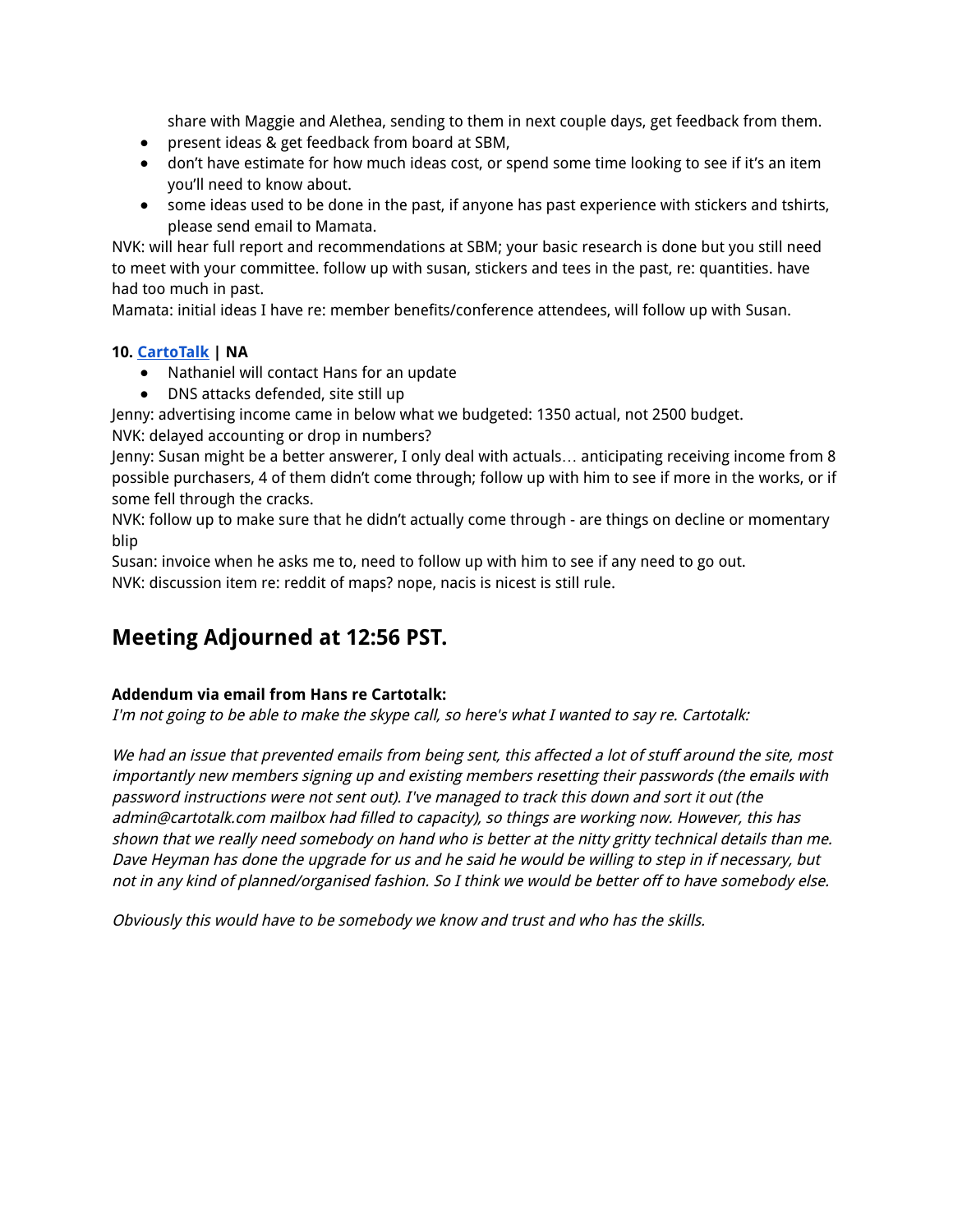share with Maggie and Alethea, sending to them in next couple days, get feedback from them.

- present ideas & get feedback from board at SBM,
- don't have estimate for how much ideas cost, or spend some time looking to see if it's an item you'll need to know about.
- some ideas used to be done in the past, if anyone has past experience with stickers and tshirts, please send email to Mamata.

NVK: will hear full report and recommendations at SBM; your basic research is done but you still need to meet with your committee. follow up with susan, stickers and tees in the past, re: quantities. have had too much in past.
Mamata: initial ideas I have re: member benefits/conference attendees, will follow up with Susan.

**10. CartoTalk | NA**

- Nathaniel will contact Hans for an update
- DNS attacks defended, site still up

Jenny: advertising income came in below what we budgeted: 1350 actual, not 2500 budget.
NVK: delayed accounting or drop in numbers?
Jenny: Susan might be a better answerer, I only deal with actuals… anticipating receiving income from 8 possible purchasers, 4 of them didn't come through; follow up with him to see if more in the works, or if some fell through the cracks.
NVK: follow up to make sure that he didn't actually come through - are things on decline or momentary blip
Susan: invoice when he asks me to, need to follow up with him to see if any need to go out.
NVK: discussion item re: reddit of maps? nope, nacis is nicest is still rule.

## Meeting Adjourned at 12:56 PST.

**Addendum via email from Hans re Cartotalk:**
*I'm not going to be able to make the skype call, so here's what I wanted to say re. Cartotalk:*

*We had an issue that prevented emails from being sent, this affected a lot of stuff around the site, most importantly new members signing up and existing members resetting their passwords (the emails with password instructions were not sent out). I've managed to track this down and sort it out (the admin@cartotalk.com mailbox had filled to capacity), so things are working now. However, this has shown that we really need somebody on hand who is better at the nitty gritty technical details than me. Dave Heyman has done the upgrade for us and he said he would be willing to step in if necessary, but not in any kind of planned/organised fashion. So I think we would be better off to have somebody else.*

*Obviously this would have to be somebody we know and trust and who has the skills.*